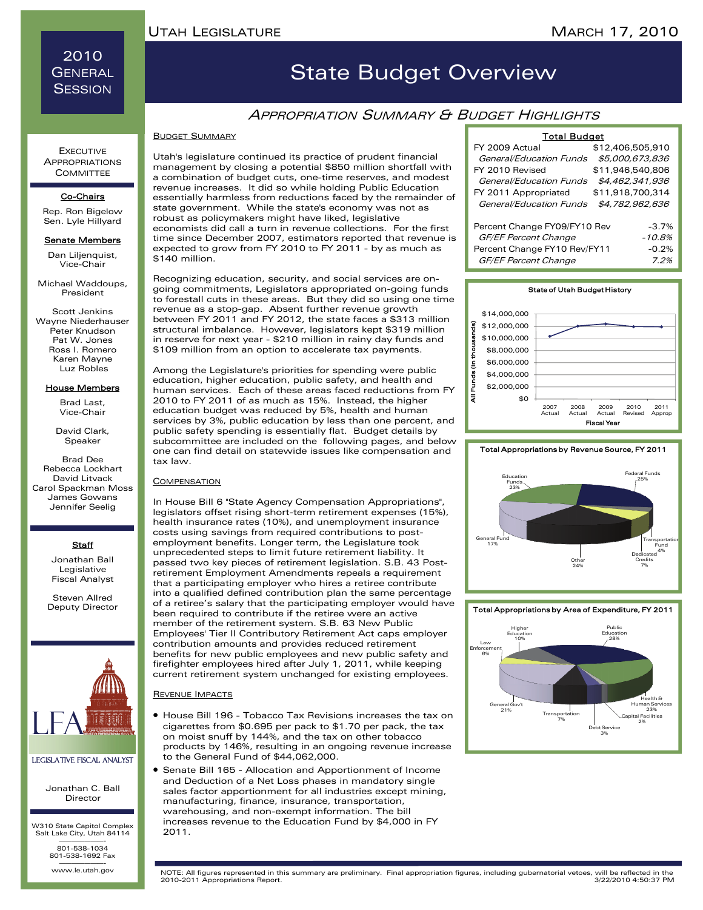# 2010 General Session

# State Budget Overview

Utah Legislature — March 17, 2010

## Appropriation Summary & Budget Highlights

### Executive Appropriations Committee

**Co-Chairs**

Rep. Ron Bigelow
Sen. Lyle Hillyard

**Senate Members**

Dan Liljenquist, Vice-Chair

Michael Waddoups, President

Scott Jenkins
Wayne Niederhauser
Peter Knudson
Pat W. Jones
Ross I. Romero
Karen Mayne
Luz Robles

**House Members**

Brad Last, Vice-Chair

David Clark, Speaker

Brad Dee
Rebecca Lockhart
David Litvack
Carol Spackman Moss
James Gowans
Jennifer Seelig

**Staff**

Jonathan Ball
Legislative Fiscal Analyst

Steven Allred
Deputy Director

LFA — Legislative Fiscal Analyst

Jonathan C. Ball
Director

W310 State Capitol Complex
Salt Lake City, Utah 84114

801-538-1034
801-538-1692 Fax

www.le.utah.gov

### Budget Summary

Utah's legislature continued its practice of prudent financial management by closing a potential $850 million shortfall with a combination of budget cuts, one-time reserves, and modest revenue increases. It did so while holding Public Education essentially harmless from reductions faced by the remainder of state government. While the state's economy was not as robust as policymakers might have liked, legislative economists did call a turn in revenue collections. For the first time since December 2007, estimators reported that revenue is expected to grow from FY 2010 to FY 2011 - by as much as $140 million.

Recognizing education, security, and social services are on-going commitments, Legislators appropriated on-going funds to forestall cuts in these areas. But they did so using one time revenue as a stop-gap. Absent further revenue growth between FY 2011 and FY 2012, the state faces a $313 million structural imbalance. However, legislators kept $319 million in reserve for next year - $210 million in rainy day funds and $109 million from an option to accelerate tax payments.

Among the Legislature's priorities for spending were public education, higher education, public safety, and health and human services. Each of these areas faced reductions from FY 2010 to FY 2011 of as much as 15%. Instead, the higher education budget was reduced by 5%, health and human services by 3%, public education by less than one percent, and public safety spending is essentially flat. Budget details by subcommittee are included on the following pages, and below one can find detail on statewide issues like compensation and tax law.

### Compensation

In House Bill 6 "State Agency Compensation Appropriations", legislators offset rising short-term retirement expenses (15%), health insurance rates (10%), and unemployment insurance costs using savings from required contributions to post-employment benefits. Longer term, the Legislature took unprecedented steps to limit future retirement liability. It passed two key pieces of retirement legislation. S.B. 43 Post-retirement Employment Amendments repeals a requirement that a participating employer who hires a retiree contribute into a qualified defined contribution plan the same percentage of a retiree's salary that the participating employer would have been required to contribute if the retiree were an active member of the retirement system. S.B. 63 New Public Employees' Tier II Contributory Retirement Act caps employer contribution amounts and provides reduced retirement benefits for new public employees and new public safety and firefighter employees hired after July 1, 2011, while keeping current retirement system unchanged for existing employees.

### Revenue Impacts

- House Bill 196 - Tobacco Tax Revisions increases the tax on cigarettes from $0.695 per pack to $1.70 per pack, the tax on moist snuff by 144%, and the tax on other tobacco products by 146%, resulting in an ongoing revenue increase to the General Fund of $44,062,000.
- Senate Bill 165 - Allocation and Apportionment of Income and Deduction of a Net Loss phases in mandatory single sales factor apportionment for all industries except mining, manufacturing, finance, insurance, transportation, warehousing, and non-exempt information. The bill increases revenue to the Education Fund by $4,000 in FY 2011.

| Total Budget | |
|---|---|
| FY 2009 Actual | $12,406,505,910 |
| *General/Education Funds* | *$5,000,673,836* |
| FY 2010 Revised | $11,946,540,806 |
| *General/Education Funds* | *$4,462,341,936* |
| FY 2011 Appropriated | $11,918,700,314 |
| *General/Education Funds* | *$4,782,962,636* |
| | |
| Percent Change FY09/FY10 Rev | -3.7% |
| *GF/EF Percent Change* | *-10.8%* |
| Percent Change FY10 Rev/FY11 | -0.2% |
| *GF/EF Percent Change* | *7.2%* |

**State of Utah Budget History** (All Funds (in thousands), by Fiscal Year: 2007 Actual, 2008 Actual, 2009 Actual, 2010 Revised, 2011 Approp)

**Total Appropriations by Revenue Source, FY 2011**

| Source | Share |
|---|---|
| Federal Funds | 25% |
| Transportation Fund | 4% |
| Dedicated Credits | 7% |
| Other | 24% |
| General Fund | 17% |
| Education Funds | 23% |

**Total Appropriations by Area of Expenditure, FY 2011**

| Area | Share |
|---|---|
| Public Education | 28% |
| Health & Human Services | 23% |
| Capital Facilities | 2% |
| Debt Service | 3% |
| Transportation | 7% |
| General Gov't | 21% |
| Law Enforcement | 6% |
| Higher Education | 10% |

NOTE: All figures represented in this summary are preliminary. Final appropriation figures, including gubernatorial vetoes, will be reflected in the 2010-2011 Appropriations Report. 3/22/2010 4:50:37 PM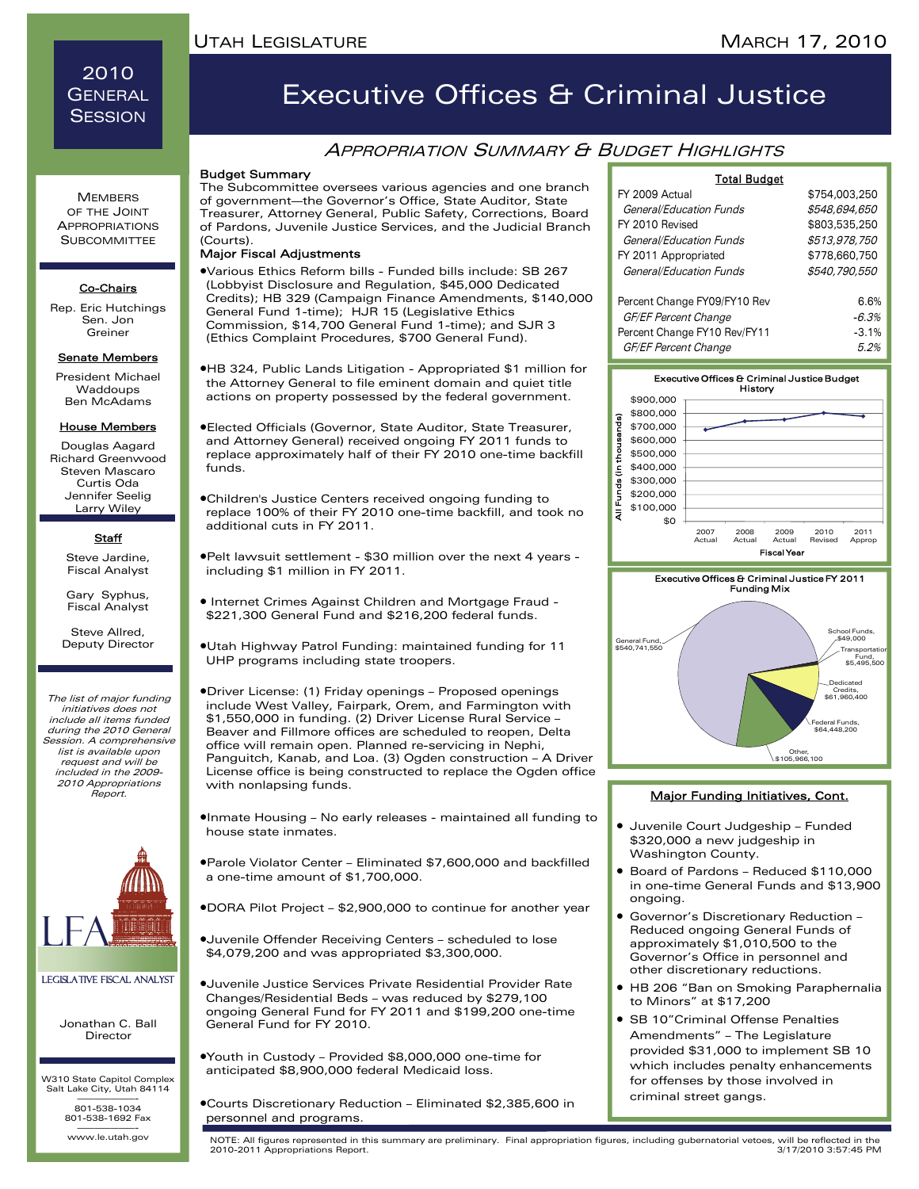# Executive Offices & Criminal Justice

## Appropriation Summary & Budget Highlights

2010 General Session

**Members of the Joint Appropriations Subcommittee**

**Co-Chairs**

Rep. Eric Hutchings
Sen. Jon Greiner

**Senate Members**

President Michael Waddoups
Ben McAdams

**House Members**

Douglas Aagard
Richard Greenwood
Steven Mascaro
Curtis Oda
Jennifer Seelig
Larry Wiley

**Staff**

Steve Jardine, Fiscal Analyst

Gary Syphus, Fiscal Analyst

Steve Allred, Deputy Director

*The list of major funding initiatives does not include all items funded during the 2010 General Session. A comprehensive list is available upon request and will be included in the 2009-2010 Appropriations Report.*

LFA — Legislative Fiscal Analyst

Jonathan C. Ball
Director

W310 State Capitol Complex
Salt Lake City, Utah 84114

801-538-1034
801-538-1692 Fax

www.le.utah.gov

**Budget Summary**

The Subcommittee oversees various agencies and one branch of government—the Governor's Office, State Auditor, State Treasurer, Attorney General, Public Safety, Corrections, Board of Pardons, Juvenile Justice Services, and the Judicial Branch (Courts).

**Major Fiscal Adjustments**

- Various Ethics Reform bills - Funded bills include: SB 267 (Lobbyist Disclosure and Regulation, $45,000 Dedicated Credits); HB 329 (Campaign Finance Amendments, $140,000 General Fund 1-time); HJR 15 (Legislative Ethics Commission, $14,700 General Fund 1-time); and SJR 3 (Ethics Complaint Procedures, $700 General Fund).
- HB 324, Public Lands Litigation - Appropriated $1 million for the Attorney General to file eminent domain and quiet title actions on property possessed by the federal government.
- Elected Officials (Governor, State Auditor, State Treasurer, and Attorney General) received ongoing FY 2011 funds to replace approximately half of their FY 2010 one-time backfill funds.
- Children's Justice Centers received ongoing funding to replace 100% of their FY 2010 one-time backfill, and took no additional cuts in FY 2011.
- Pelt lawsuit settlement - $30 million over the next 4 years - including $1 million in FY 2011.
- Internet Crimes Against Children and Mortgage Fraud - $221,300 General Fund and $216,200 federal funds.
- Utah Highway Patrol Funding: maintained funding for 11 UHP programs including state troopers.
- Driver License: (1) Friday openings – Proposed openings include West Valley, Fairpark, Orem, and Farmington with $1,550,000 in funding. (2) Driver License Rural Service – Beaver and Fillmore offices are scheduled to reopen, Delta office will remain open. Planned re-servicing in Nephi, Panguitch, Kanab, and Loa. (3) Ogden construction – A Driver License office is being constructed to replace the Ogden office with nonlapsing funds.
- Inmate Housing – No early releases - maintained all funding to house state inmates.
- Parole Violator Center – Eliminated $7,600,000 and backfilled a one-time amount of $1,700,000.
- DORA Pilot Project – $2,900,000 to continue for another year
- Juvenile Offender Receiving Centers – scheduled to lose $4,079,200 and was appropriated $3,300,000.
- Juvenile Justice Services Private Residential Provider Rate Changes/Residential Beds – was reduced by $279,100 ongoing General Fund for FY 2011 and $199,200 one-time General Fund for FY 2010.
- Youth in Custody – Provided $8,000,000 one-time for anticipated $8,900,000 federal Medicaid loss.
- Courts Discretionary Reduction – Eliminated $2,385,600 in personnel and programs.

**Total Budget**

| | |
|---|---|
| FY 2009 Actual | $754,003,250 |
| *General/Education Funds* | *$548,694,650* |
| FY 2010 Revised | $803,535,250 |
| *General/Education Funds* | *$513,978,750* |
| FY 2011 Appropriated | $778,660,750 |
| *General/Education Funds* | *$540,790,550* |
| | |
| Percent Change FY09/FY10 Rev | 6.6% |
| *GF/EF Percent Change* | *-6.3%* |
| Percent Change FY10 Rev/FY11 | -3.1% |
| *GF/EF Percent Change* | *5.2%* |

**Executive Offices & Criminal Justice Budget History**

(All Funds (in thousands), by Fiscal Year: 2007 Actual, 2008 Actual, 2009 Actual, 2010 Revised, 2011 Approp)

**Executive Offices & Criminal Justice FY 2011 Funding Mix**

| Source | Amount |
|---|---|
| General Fund | $540,741,550 |
| School Funds | $49,000 |
| Transportation Fund | $5,495,500 |
| Dedicated Credits | $61,960,400 |
| Federal Funds | $64,448,200 |
| Other | $105,966,100 |

**Major Funding Initiatives, Cont.**

- Juvenile Court Judgeship – Funded $320,000 a new judgeship in Washington County.
- Board of Pardons – Reduced $110,000 in one-time General Funds and $13,900 ongoing.
- Governor's Discretionary Reduction – Reduced ongoing General Funds of approximately $1,010,500 to the Governor's Office in personnel and other discretionary reductions.
- HB 206 "Ban on Smoking Paraphernalia to Minors" at $17,200
- SB 10"Criminal Offense Penalties Amendments" – The Legislature provided $31,000 to implement SB 10 which includes penalty enhancements for offenses by those involved in criminal street gangs.

NOTE: All figures represented in this summary are preliminary. Final appropriation figures, including gubernatorial vetoes, will be reflected in the 2010-2011 Appropriations Report.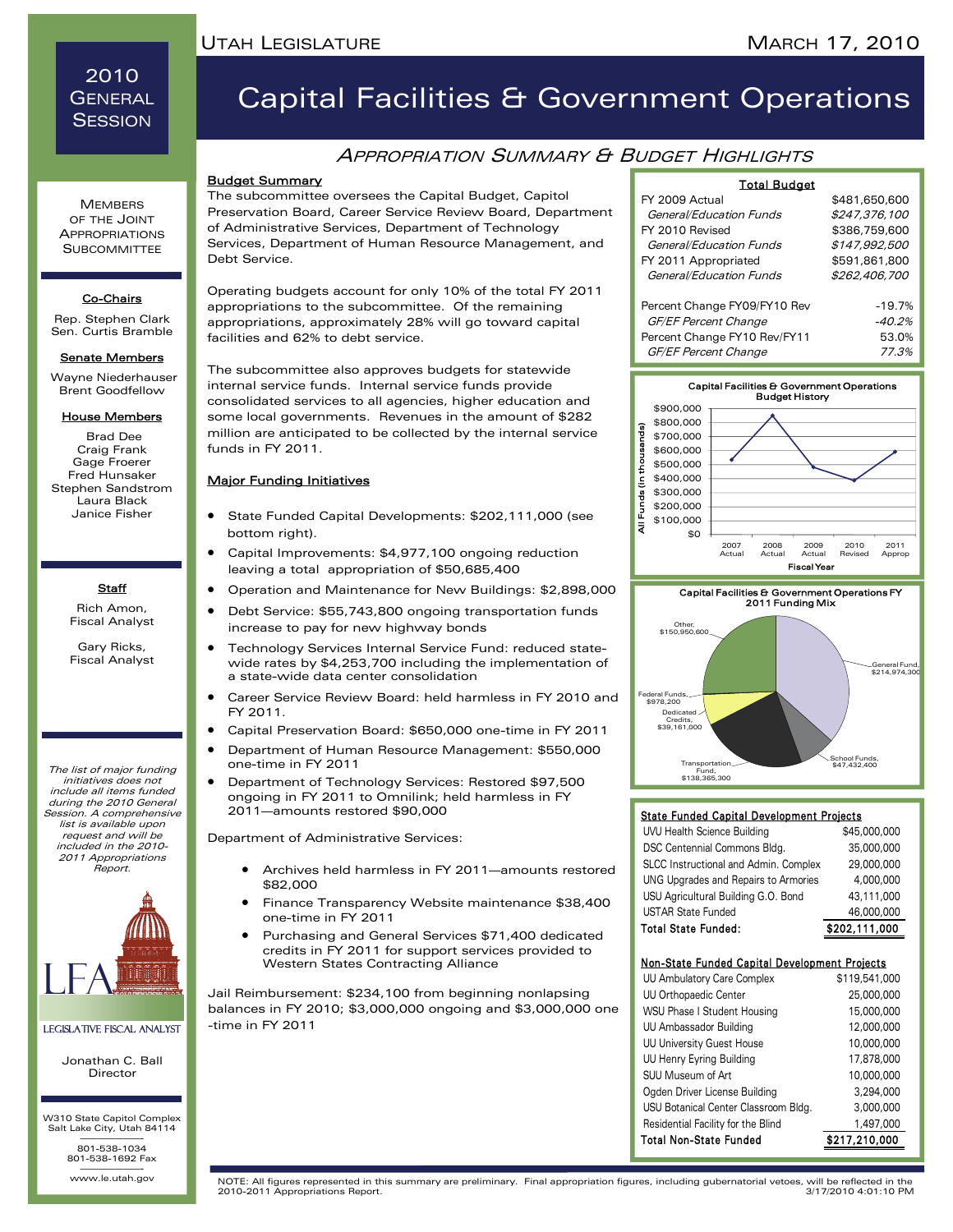# Capital Facilities & Government Operations

2010 General Session

## Appropriation Summary & Budget Highlights

### Budget Summary

The subcommittee oversees the Capital Budget, Capitol Preservation Board, Career Service Review Board, Department of Administrative Services, Department of Technology Services, Department of Human Resource Management, and Debt Service.

Operating budgets account for only 10% of the total FY 2011 appropriations to the subcommittee. Of the remaining appropriations, approximately 28% will go toward capital facilities and 62% to debt service.

The subcommittee also approves budgets for statewide internal service funds. Internal service funds provide consolidated services to all agencies, higher education and some local governments. Revenues in the amount of $282 million are anticipated to be collected by the internal service funds in FY 2011.

### Major Funding Initiatives

- State Funded Capital Developments: $202,111,000 (see bottom right).
- Capital Improvements: $4,977,100 ongoing reduction leaving a total appropriation of $50,685,400
- Operation and Maintenance for New Buildings: $2,898,000
- Debt Service: $55,743,800 ongoing transportation funds increase to pay for new highway bonds
- Technology Services Internal Service Fund: reduced state-wide rates by $4,253,700 including the implementation of a state-wide data center consolidation
- Career Service Review Board: held harmless in FY 2010 and FY 2011.
- Capital Preservation Board: $650,000 one-time in FY 2011
- Department of Human Resource Management: $550,000 one-time in FY 2011
- Department of Technology Services: Restored $97,500 ongoing in FY 2011 to Omnilink; held harmless in FY 2011—amounts restored $90,000

Department of Administrative Services:

- Archives held harmless in FY 2011—amounts restored $82,000
- Finance Transparency Website maintenance $38,400 one-time in FY 2011
- Purchasing and General Services $71,400 dedicated credits in FY 2011 for support services provided to Western States Contracting Alliance

Jail Reimbursement: $234,100 from beginning nonlapsing balances in FY 2010; $3,000,000 ongoing and $3,000,000 one-time in FY 2011

### Total Budget

| | |
|---|---|
| FY 2009 Actual | $481,650,600 |
| *General/Education Funds* | *$247,376,100* |
| FY 2010 Revised | $386,759,600 |
| *General/Education Funds* | *$147,992,500* |
| FY 2011 Appropriated | $591,861,800 |
| *General/Education Funds* | *$262,406,700* |
| Percent Change FY09/FY10 Rev | -19.7% |
| *GF/EF Percent Change* | *-40.2%* |
| Percent Change FY10 Rev/FY11 | 53.0% |
| *GF/EF Percent Change* | *77.3%* |

**Capital Facilities & Government Operations Budget History**

| Fiscal Year | 2007 Actual | 2008 Actual | 2009 Actual | 2010 Revised | 2011 Approp |
|---|---|---|---|---|---|
| All Funds (in thousands) | ~$530,000 | ~$850,000 | ~$480,000 | ~$390,000 | ~$590,000 |

**Capital Facilities & Government Operations FY 2011 Funding Mix**

| Source | Amount |
|---|---|
| General Fund | $214,974,300 |
| School Funds | $47,432,400 |
| Transportation Fund | $138,365,300 |
| Dedicated Credits | $39,161,000 |
| Federal Funds | $978,200 |
| Other | $150,950,600 |

### State Funded Capital Development Projects

| Project | Amount |
|---|---|
| UVU Health Science Building | $45,000,000 |
| DSC Centennial Commons Bldg. | 35,000,000 |
| SLCC Instructional and Admin. Complex | 29,000,000 |
| UNG Upgrades and Repairs to Armories | 4,000,000 |
| USU Agricultural Building G.O. Bond | 43,111,000 |
| USTAR State Funded | 46,000,000 |
| **Total State Funded:** | **$202,111,000** |

### Non-State Funded Capital Development Projects

| Project | Amount |
|---|---|
| UU Ambulatory Care Complex | $119,541,000 |
| UU Orthopaedic Center | 25,000,000 |
| WSU Phase I Student Housing | 15,000,000 |
| UU Ambassador Building | 12,000,000 |
| UU University Guest House | 10,000,000 |
| UU Henry Eyring Building | 17,878,000 |
| SUU Museum of Art | 10,000,000 |
| Ogden Driver License Building | 3,294,000 |
| USU Botanical Center Classroom Bldg. | 3,000,000 |
| Residential Facility for the Blind | 1,497,000 |
| **Total Non-State Funded** | **$217,210,000** |

### Members of the Joint Appropriations Subcommittee

**Co-Chairs**
Rep. Stephen Clark
Sen. Curtis Bramble

**Senate Members**
Wayne Niederhauser
Brent Goodfellow

**House Members**
Brad Dee
Craig Frank
Gage Froerer
Fred Hunsaker
Stephen Sandstrom
Laura Black
Janice Fisher

**Staff**
Rich Amon, Fiscal Analyst
Gary Ricks, Fiscal Analyst

*The list of major funding initiatives does not include all items funded during the 2010 General Session. A comprehensive list is available upon request and will be included in the 2010-2011 Appropriations Report.*

LFA — Legislative Fiscal Analyst
Jonathan C. Ball, Director

W310 State Capitol Complex
Salt Lake City, Utah 84114
801-538-1034
801-538-1692 Fax
www.le.utah.gov

NOTE: All figures represented in this summary are preliminary. Final appropriation figures, including gubernatorial vetoes, will be reflected in the 2010-2011 Appropriations Report.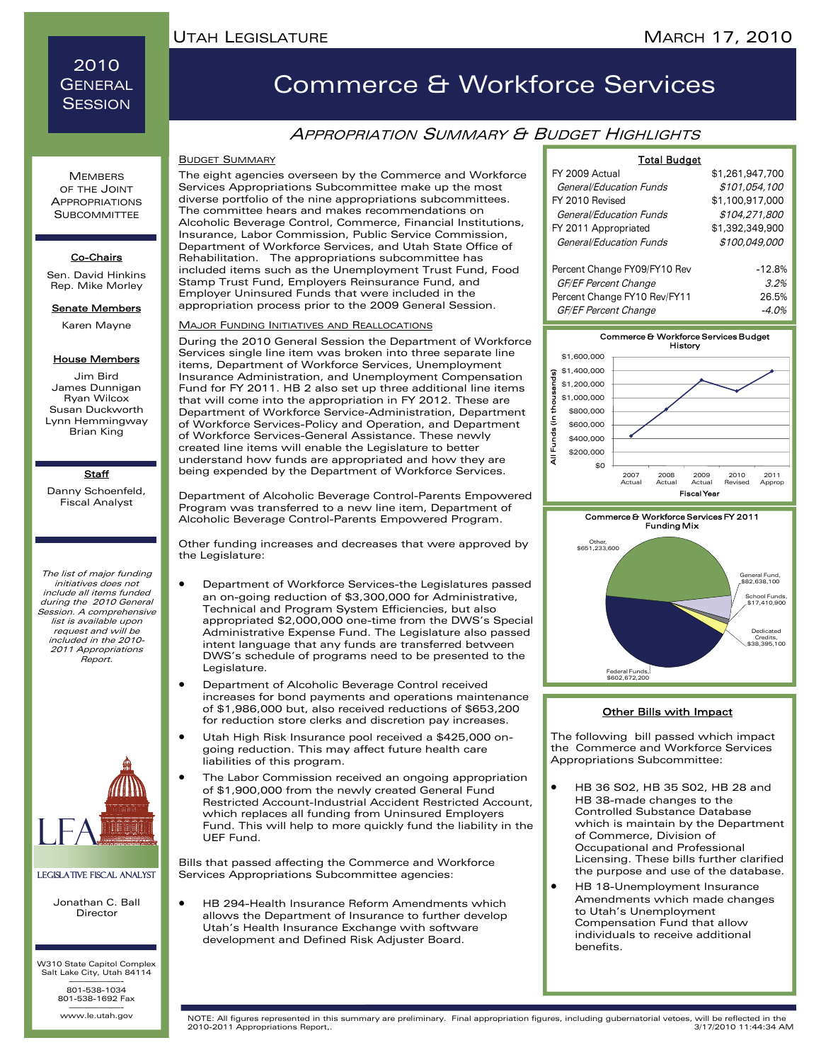# 2010 General Session

# Commerce & Workforce Services

## Appropriation Summary & Budget Highlights

### Members of the Joint Appropriations Subcommittee

**Co-Chairs**

Sen. David Hinkins
Rep. Mike Morley

**Senate Members**

Karen Mayne

**House Members**

Jim Bird
James Dunnigan
Ryan Wilcox
Susan Duckworth
Lynn Hemmingway
Brian King

**Staff**

Danny Schoenfeld, Fiscal Analyst

*The list of major funding initiatives does not include all items funded during the 2010 General Session. A comprehensive list is available upon request and will be included in the 2010-2011 Appropriations Report.*

LEGISLATIVE FISCAL ANALYST

Jonathan C. Ball
Director

W310 State Capitol Complex
Salt Lake City, Utah 84114

801-538-1034
801-538-1692 Fax

www.le.utah.gov

### Budget Summary

The eight agencies overseen by the Commerce and Workforce Services Appropriations Subcommittee make up the most diverse portfolio of the nine appropriations subcommittees. The committee hears and makes recommendations on Alcoholic Beverage Control, Commerce, Financial Institutions, Insurance, Labor Commission, Public Service Commission, Department of Workforce Services, and Utah State Office of Rehabilitation. The appropriations subcommittee has included items such as the Unemployment Trust Fund, Food Stamp Trust Fund, Employers Reinsurance Fund, and Employer Uninsured Funds that were included in the appropriation process prior to the 2009 General Session.

### Major Funding Initiatives and Reallocations

During the 2010 General Session the Department of Workforce Services single line item was broken into three separate line items, Department of Workforce Services, Unemployment Insurance Administration, and Unemployment Compensation Fund for FY 2011. HB 2 also set up three additional line items that will come into the appropriation in FY 2012. These are Department of Workforce Service-Administration, Department of Workforce Services-Policy and Operation, and Department of Workforce Services-General Assistance. These newly created line items will enable the Legislature to better understand how funds are appropriated and how they are being expended by the Department of Workforce Services.

Department of Alcoholic Beverage Control-Parents Empowered Program was transferred to a new line item, Department of Alcoholic Beverage Control-Parents Empowered Program.

Other funding increases and decreases that were approved by the Legislature:

- Department of Workforce Services-the Legislatures passed an on-going reduction of $3,300,000 for Administrative, Technical and Program System Efficiencies, but also appropriated $2,000,000 one-time from the DWS's Special Administrative Expense Fund. The Legislature also passed intent language that any funds are transferred between DWS's schedule of programs need to be presented to the Legislature.
- Department of Alcoholic Beverage Control received increases for bond payments and operations maintenance of $1,986,000 but, also received reductions of $653,200 for reduction store clerks and discretion pay increases.
- Utah High Risk Insurance pool received a $425,000 on-going reduction. This may affect future health care liabilities of this program.
- The Labor Commission received an ongoing appropriation of $1,900,000 from the newly created General Fund Restricted Account-Industrial Accident Restricted Account, which replaces all funding from Uninsured Employers Fund. This will help to more quickly fund the liability in the UEF Fund.

Bills that passed affecting the Commerce and Workforce Services Appropriations Subcommittee agencies:

- HB 294-Health Insurance Reform Amendments which allows the Department of Insurance to further develop Utah's Health Insurance Exchange with software development and Defined Risk Adjuster Board.

### Total Budget

| | |
|---|---|
| FY 2009 Actual | $1,261,947,700 |
| *General/Education Funds* | *$101,054,100* |
| FY 2010 Revised | $1,100,917,000 |
| *General/Education Funds* | *$104,271,800* |
| FY 2011 Appropriated | $1,392,349,900 |
| *General/Education Funds* | *$100,049,000* |
| Percent Change FY09/FY10 Rev | -12.8% |
| *GF/EF Percent Change* | *3.2%* |
| Percent Change FY10 Rev/FY11 | 26.5% |
| *GF/EF Percent Change* | *-4.0%* |

Commerce & Workforce Services Budget History

Commerce & Workforce Services FY 2011 Funding Mix

Other, $651,233,600; General Fund, $82,638,100; School Funds, $17,410,900; Dedicated Credits, $38,395,100; Federal Funds, $602,672,200

### Other Bills with Impact

The following bill passed which impact the Commerce and Workforce Services Appropriations Subcommittee:

- HB 36 S02, HB 35 S02, HB 28 and HB 38-made changes to the Controlled Substance Database which is maintain by the Department of Commerce, Division of Occupational and Professional Licensing. These bills further clarified the purpose and use of the database.
- HB 18-Unemployment Insurance Amendments which made changes to Utah's Unemployment Compensation Fund that allow individuals to receive additional benefits.

NOTE: All figures represented in this summary are preliminary. Final appropriation figures, including gubernatorial vetoes, will be reflected in the 2010-2011 Appropriations Report,.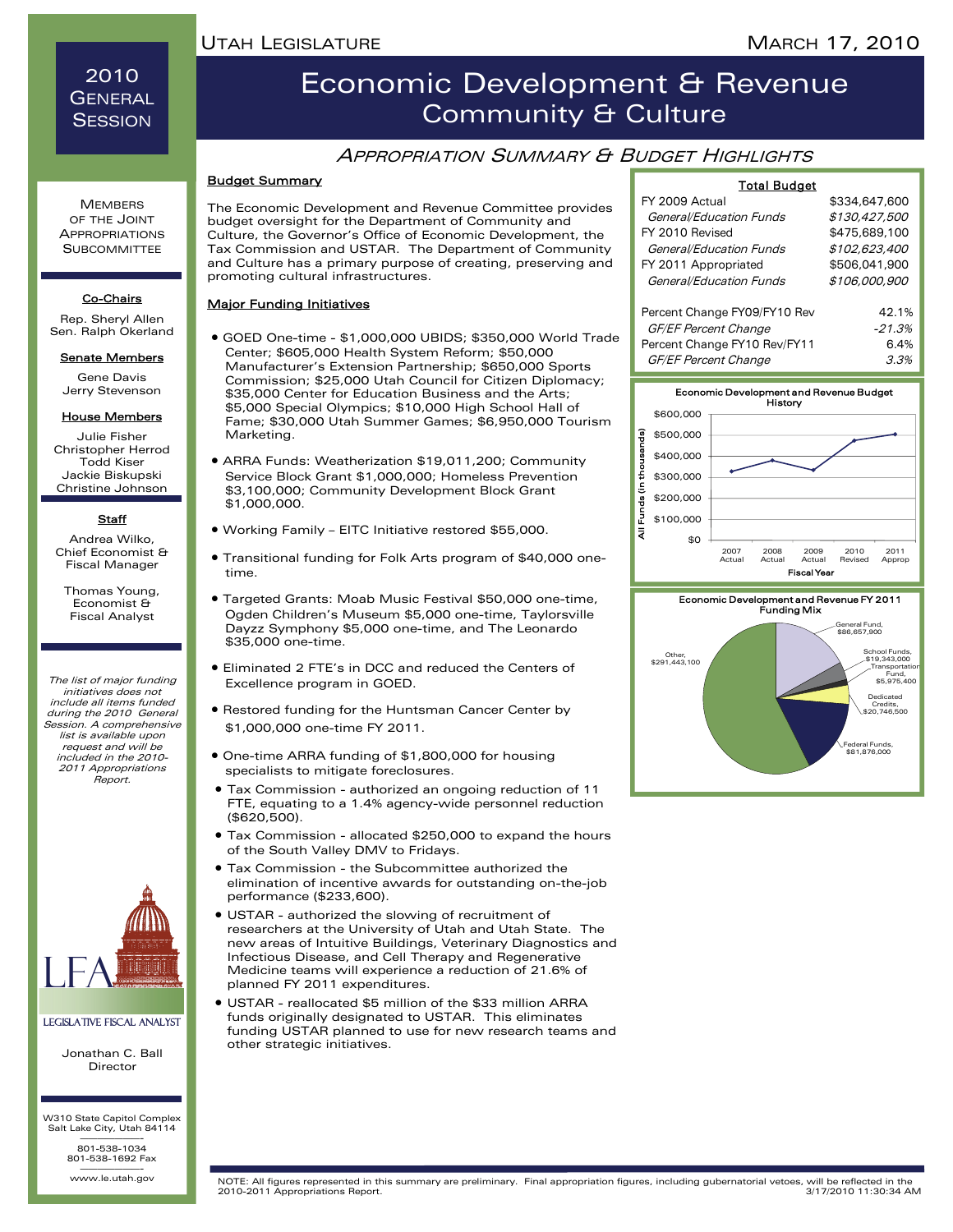# Economic Development & Revenue Community & Culture

## Appropriation Summary & Budget Highlights

2010 General Session

**Members of the Joint Appropriations Subcommittee**

**Co-Chairs**

Rep. Sheryl Allen
Sen. Ralph Okerland

**Senate Members**

Gene Davis
Jerry Stevenson

**House Members**

Julie Fisher
Christopher Herrod
Todd Kiser
Jackie Biskupski
Christine Johnson

**Staff**

Andrea Wilko, Chief Economist & Fiscal Manager

Thomas Young, Economist & Fiscal Analyst

*The list of major funding initiatives does not include all items funded during the 2010 General Session. A comprehensive list is available upon request and will be included in the 2010-2011 Appropriations Report.*

LEGISLATIVE FISCAL ANALYST

Jonathan C. Ball
Director

W310 State Capitol Complex
Salt Lake City, Utah 84114

801-538-1034
801-538-1692 Fax

www.le.utah.gov

### Budget Summary

The Economic Development and Revenue Committee provides budget oversight for the Department of Community and Culture, the Governor's Office of Economic Development, the Tax Commission and USTAR. The Department of Community and Culture has a primary purpose of creating, preserving and promoting cultural infrastructures.

### Major Funding Initiatives

- GOED One-time - $1,000,000 UBIDS; $350,000 World Trade Center; $605,000 Health System Reform; $50,000 Manufacturer's Extension Partnership; $650,000 Sports Commission; $25,000 Utah Council for Citizen Diplomacy; $35,000 Center for Education Business and the Arts; $5,000 Special Olympics; $10,000 High School Hall of Fame; $30,000 Utah Summer Games; $6,950,000 Tourism Marketing.
- ARRA Funds: Weatherization $19,011,200; Community Service Block Grant $1,000,000; Homeless Prevention $3,100,000; Community Development Block Grant $1,000,000.
- Working Family – EITC Initiative restored $55,000.
- Transitional funding for Folk Arts program of $40,000 one-time.
- Targeted Grants: Moab Music Festival $50,000 one-time, Ogden Children's Museum $5,000 one-time, Taylorsville Dayzz Symphony $5,000 one-time, and The Leonardo $35,000 one-time.
- Eliminated 2 FTE's in DCC and reduced the Centers of Excellence program in GOED.
- Restored funding for the Huntsman Cancer Center by $1,000,000 one-time FY 2011.
- One-time ARRA funding of $1,800,000 for housing specialists to mitigate foreclosures.
- Tax Commission - authorized an ongoing reduction of 11 FTE, equating to a 1.4% agency-wide personnel reduction ($620,500).
- Tax Commission - allocated $250,000 to expand the hours of the South Valley DMV to Fridays.
- Tax Commission - the Subcommittee authorized the elimination of incentive awards for outstanding on-the-job performance ($233,600).
- USTAR - authorized the slowing of recruitment of researchers at the University of Utah and Utah State. The new areas of Intuitive Buildings, Veterinary Diagnostics and Infectious Disease, and Cell Therapy and Regenerative Medicine teams will experience a reduction of 21.6% of planned FY 2011 expenditures.
- USTAR - reallocated $5 million of the $33 million ARRA funds originally designated to USTAR. This eliminates funding USTAR planned to use for new research teams and other strategic initiatives.

### Total Budget

| | |
|---|---|
| FY 2009 Actual | $334,647,600 |
| *General/Education Funds* | *$130,427,500* |
| FY 2010 Revised | $475,689,100 |
| *General/Education Funds* | *$102,623,400* |
| FY 2011 Appropriated | $506,041,900 |
| *General/Education Funds* | *$106,000,900* |
| Percent Change FY09/FY10 Rev | 42.1% |
| *GF/EF Percent Change* | *-21.3%* |
| Percent Change FY10 Rev/FY11 | 6.4% |
| *GF/EF Percent Change* | *3.3%* |

**Economic Development and Revenue Budget History**

All Funds (in thousands), by Fiscal Year: 2007 Actual, 2008 Actual, 2009 Actual, 2010 Revised, 2011 Approp

**Economic Development and Revenue FY 2011 Funding Mix**

- General Fund, $86,657,900
- School Funds, $19,343,000
- Transportation Fund, $5,975,400
- Dedicated Credits, $20,746,500
- Federal Funds, $81,876,000
- Other, $291,443,100

NOTE: All figures represented in this summary are preliminary. Final appropriation figures, including gubernatorial vetoes, will be reflected in the 2010-2011 Appropriations Report.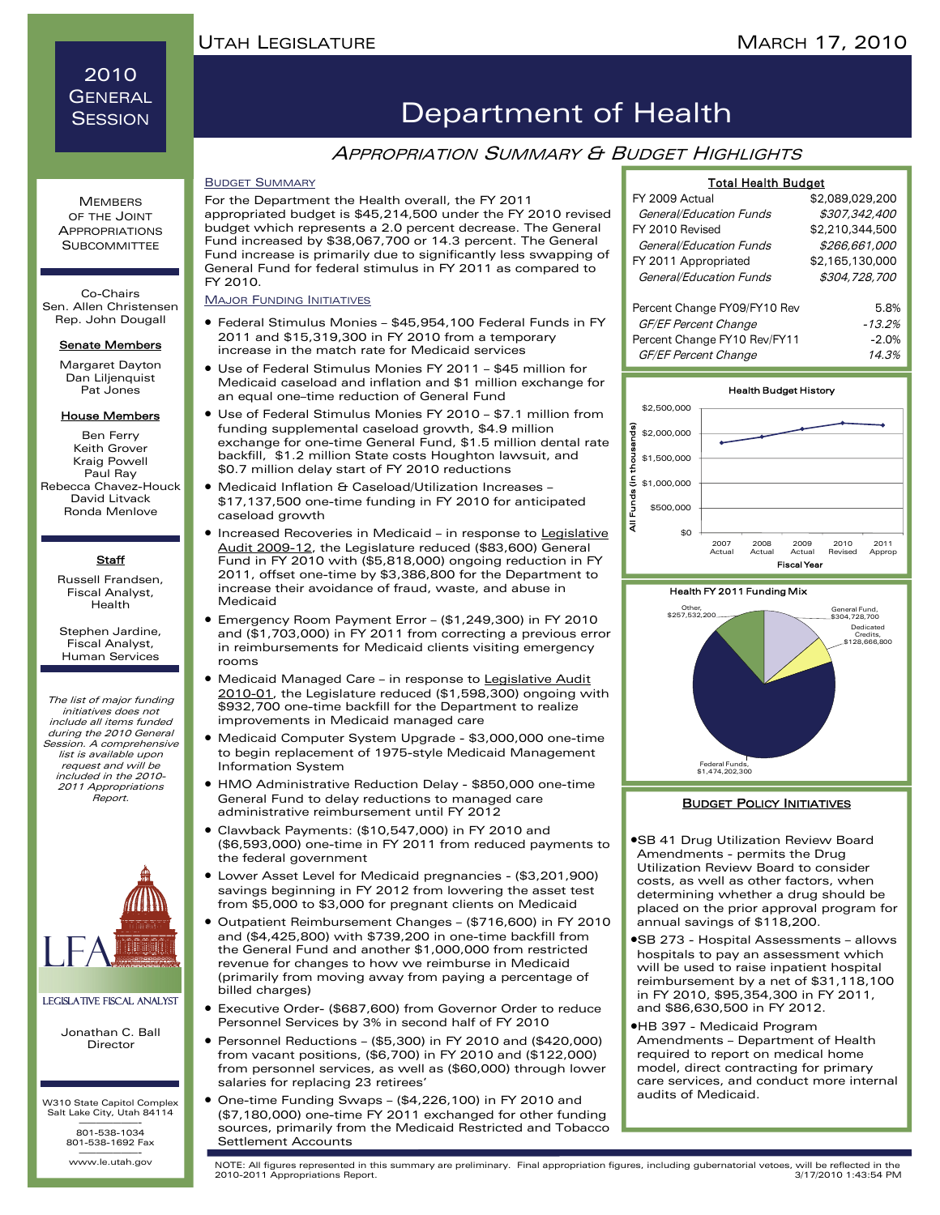# Department of Health

## Appropriation Summary & Budget Highlights

2010 General Session

Utah Legislature — March 17, 2010

### Budget Summary

For the Department the Health overall, the FY 2011 appropriated budget is $45,214,500 under the FY 2010 revised budget which represents a 2.0 percent decrease. The General Fund increased by $38,067,700 or 14.3 percent. The General Fund increase is primarily due to significantly less swapping of General Fund for federal stimulus in FY 2011 as compared to FY 2010.

### Major Funding Initiatives

- Federal Stimulus Monies – $45,954,100 Federal Funds in FY 2011 and $15,319,300 in FY 2010 from a temporary increase in the match rate for Medicaid services
- Use of Federal Stimulus Monies FY 2011 – $45 million for Medicaid caseload and inflation and $1 million exchange for an equal one–time reduction of General Fund
- Use of Federal Stimulus Monies FY 2010 – $7.1 million from funding supplemental caseload growth, $4.9 million exchange for one-time General Fund, $1.5 million dental rate backfill, $1.2 million State costs Houghton lawsuit, and $0.7 million delay start of FY 2010 reductions
- Medicaid Inflation & Caseload/Utilization Increases – $17,137,500 one-time funding in FY 2010 for anticipated caseload growth
- Increased Recoveries in Medicaid – in response to Legislative Audit 2009-12, the Legislature reduced ($83,600) General Fund in FY 2010 with ($5,818,000) ongoing reduction in FY 2011, offset one-time by $3,386,800 for the Department to increase their avoidance of fraud, waste, and abuse in Medicaid
- Emergency Room Payment Error – ($1,249,300) in FY 2010 and ($1,703,000) in FY 2011 from correcting a previous error in reimbursements for Medicaid clients visiting emergency rooms
- Medicaid Managed Care – in response to Legislative Audit 2010-01, the Legislature reduced ($1,598,300) ongoing with $932,700 one-time backfill for the Department to realize improvements in Medicaid managed care
- Medicaid Computer System Upgrade - $3,000,000 one-time to begin replacement of 1975-style Medicaid Management Information System
- HMO Administrative Reduction Delay - $850,000 one-time General Fund to delay reductions to managed care administrative reimbursement until FY 2012
- Clawback Payments: ($10,547,000) in FY 2010 and ($6,593,000) one-time in FY 2011 from reduced payments to the federal government
- Lower Asset Level for Medicaid pregnancies - ($3,201,900) savings beginning in FY 2012 from lowering the asset test from $5,000 to $3,000 for pregnant clients on Medicaid
- Outpatient Reimbursement Changes – ($716,600) in FY 2010 and ($4,425,800) with $739,200 in one-time backfill from the General Fund and another $1,000,000 from restricted revenue for changes to how we reimburse in Medicaid (primarily from moving away from paying a percentage of billed charges)
- Executive Order- ($687,600) from Governor Order to reduce Personnel Services by 3% in second half of FY 2010
- Personnel Reductions – ($5,300) in FY 2010 and ($420,000) from vacant positions, ($6,700) in FY 2010 and ($122,000) from personnel services, as well as ($60,000) through lower salaries for replacing 23 retirees'
- One-time Funding Swaps – ($4,226,100) in FY 2010 and ($7,180,000) one-time FY 2011 exchanged for other funding sources, primarily from the Medicaid Restricted and Tobacco Settlement Accounts

### Total Health Budget

| | |
|---|---|
| FY 2009 Actual | $2,089,029,200 |
| *General/Education Funds* | *$307,342,400* |
| FY 2010 Revised | $2,210,344,500 |
| *General/Education Funds* | *$266,661,000* |
| FY 2011 Appropriated | $2,165,130,000 |
| *General/Education Funds* | *$304,728,700* |
| Percent Change FY09/FY10 Rev | 5.8% |
| *GF/EF Percent Change* | *-13.2%* |
| Percent Change FY10 Rev/FY11 | -2.0% |
| *GF/EF Percent Change* | *14.3%* |

**Health Budget History**

All Funds (in thousands) by Fiscal Year: 2007 Actual, 2008 Actual, 2009 Actual, 2010 Revised, 2011 Approp

**Health FY 2011 Funding Mix**

- General Fund, $304,728,700
- Dedicated Credits, $128,666,800
- Federal Funds, $1,474,202,300
- Other, $257,532,200

### Budget Policy Initiatives

- SB 41 Drug Utilization Review Board Amendments - permits the Drug Utilization Review Board to consider costs, as well as other factors, when determining whether a drug should be placed on the prior approval program for annual savings of $118,200.
- SB 273 - Hospital Assessments – allows hospitals to pay an assessment which will be used to raise inpatient hospital reimbursement by a net of $31,118,100 in FY 2010, $95,354,300 in FY 2011, and $86,630,500 in FY 2012.
- HB 397 - Medicaid Program Amendments – Department of Health required to report on medical home model, direct contracting for primary care services, and conduct more internal audits of Medicaid.

---

**Members of the Joint Appropriations Subcommittee**

Co-Chairs
Sen. Allen Christensen
Rep. John Dougall

**Senate Members**
Margaret Dayton
Dan Liljenquist
Pat Jones

**House Members**
Ben Ferry
Keith Grover
Kraig Powell
Paul Ray
Rebecca Chavez-Houck
David Litvack
Ronda Menlove

**Staff**
Russell Frandsen, Fiscal Analyst, Health

Stephen Jardine, Fiscal Analyst, Human Services

*The list of major funding initiatives does not include all items funded during the 2010 General Session. A comprehensive list is available upon request and will be included in the 2010-2011 Appropriations Report.*

LFA — Legislative Fiscal Analyst

Jonathan C. Ball
Director

W310 State Capitol Complex
Salt Lake City, Utah 84114

801-538-1034
801-538-1692 Fax

www.le.utah.gov

NOTE: All figures represented in this summary are preliminary. Final appropriation figures, including gubernatorial vetoes, will be reflected in the 2010-2011 Appropriations Report. 3/17/2010 1:43:54 PM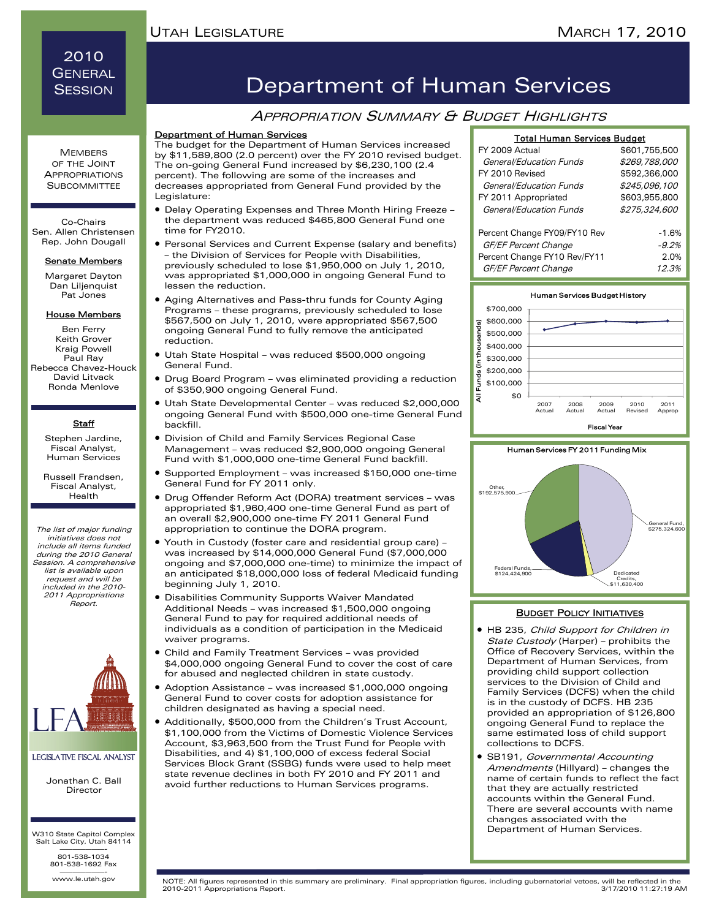# Department of Human Services

## *Appropriation Summary & Budget Highlights*

2010 General Session

### Members of the Joint Appropriations Subcommittee

Co-Chairs
Sen. Allen Christensen
Rep. John Dougall

**Senate Members**

Margaret Dayton
Dan Liljenquist
Pat Jones

**House Members**

Ben Ferry
Keith Grover
Kraig Powell
Paul Ray
Rebecca Chavez-Houck
David Litvack
Ronda Menlove

**Staff**

Stephen Jardine, Fiscal Analyst, Human Services

Russell Frandsen, Fiscal Analyst, Health

*The list of major funding initiatives does not include all items funded during the 2010 General Session. A comprehensive list is available upon request and will be included in the 2010-2011 Appropriations Report.*

LFA — Legislative Fiscal Analyst

Jonathan C. Ball
Director

W310 State Capitol Complex
Salt Lake City, Utah 84114

801-538-1034
801-538-1692 Fax

www.le.utah.gov

### Department of Human Services

The budget for the Department of Human Services increased by $11,589,800 (2.0 percent) over the FY 2010 revised budget. The on-going General Fund increased by $6,230,100 (2.4 percent). The following are some of the increases and decreases appropriated from General Fund provided by the Legislature:

- Delay Operating Expenses and Three Month Hiring Freeze – the department was reduced $465,800 General Fund one time for FY2010.
- Personal Services and Current Expense (salary and benefits) – the Division of Services for People with Disabilities, previously scheduled to lose $1,950,000 on July 1, 2010, was appropriated $1,000,000 in ongoing General Fund to lessen the reduction.
- Aging Alternatives and Pass-thru funds for County Aging Programs – these programs, previously scheduled to lose $567,500 on July 1, 2010, were appropriated $567,500 ongoing General Fund to fully remove the anticipated reduction.
- Utah State Hospital – was reduced $500,000 ongoing General Fund.
- Drug Board Program – was eliminated providing a reduction of $350,900 ongoing General Fund.
- Utah State Developmental Center – was reduced $2,000,000 ongoing General Fund with $500,000 one-time General Fund backfill.
- Division of Child and Family Services Regional Case Management – was reduced $2,900,000 ongoing General Fund with $1,000,000 one-time General Fund backfill.
- Supported Employment – was increased $150,000 one-time General Fund for FY 2011 only.
- Drug Offender Reform Act (DORA) treatment services – was appropriated $1,960,400 one-time General Fund as part of an overall $2,900,000 one-time FY 2011 General Fund appropriation to continue the DORA program.
- Youth in Custody (foster care and residential group care) – was increased by $14,000,000 General Fund ($7,000,000 ongoing and $7,000,000 one-time) to minimize the impact of an anticipated $18,000,000 loss of federal Medicaid funding beginning July 1, 2010.
- Disabilities Community Supports Waiver Mandated Additional Needs – was increased $1,500,000 ongoing General Fund to pay for required additional needs of individuals as a condition of participation in the Medicaid waiver programs.
- Child and Family Treatment Services – was provided $4,000,000 ongoing General Fund to cover the cost of care for abused and neglected children in state custody.
- Adoption Assistance – was increased $1,000,000 ongoing General Fund to cover costs for adoption assistance for children designated as having a special need.
- Additionally, $500,000 from the Children's Trust Account, $1,100,000 from the Victims of Domestic Violence Services Account, $3,963,500 from the Trust Fund for People with Disabilities, and 4) $1,100,000 of excess federal Social Services Block Grant (SSBG) funds were used to help meet state revenue declines in both FY 2010 and FY 2011 and avoid further reductions to Human Services programs.

### Total Human Services Budget

| | |
|---|---|
| FY 2009 Actual | $601,755,500 |
| *General/Education Funds* | *$269,788,000* |
| FY 2010 Revised | $592,366,000 |
| *General/Education Funds* | *$245,096,100* |
| FY 2011 Appropriated | $603,955,800 |
| *General/Education Funds* | *$275,324,600* |
| Percent Change FY09/FY10 Rev | -1.6% |
| *GF/EF Percent Change* | *-9.2%* |
| Percent Change FY10 Rev/FY11 | 2.0% |
| *GF/EF Percent Change* | *12.3%* |

**Human Services Budget History**

All Funds (in thousands) by Fiscal Year: 2007 Actual, 2008 Actual, 2009 Actual, 2010 Revised, 2011 Approp ($0 – $700,000 scale)

**Human Services FY 2011 Funding Mix**

- General Fund, $275,324,600
- Dedicated Credits, $11,630,400
- Federal Funds, $124,424,900
- Other, $192,575,900

### Budget Policy Initiatives

- HB 235, *Child Support for Children in State Custody* (Harper) – prohibits the Office of Recovery Services, within the Department of Human Services, from providing child support collection services to the Division of Child and Family Services (DCFS) when the child is in the custody of DCFS. HB 235 provided an appropriation of $126,800 ongoing General Fund to replace the same estimated loss of child support collections to DCFS.
- SB191, *Governmental Accounting Amendments* (Hillyard) – changes the name of certain funds to reflect the fact that they are actually restricted accounts within the General Fund. There are several accounts with name changes associated with the Department of Human Services.

NOTE: All figures represented in this summary are preliminary. Final appropriation figures, including gubernatorial vetoes, will be reflected in the 2010-2011 Appropriations Report.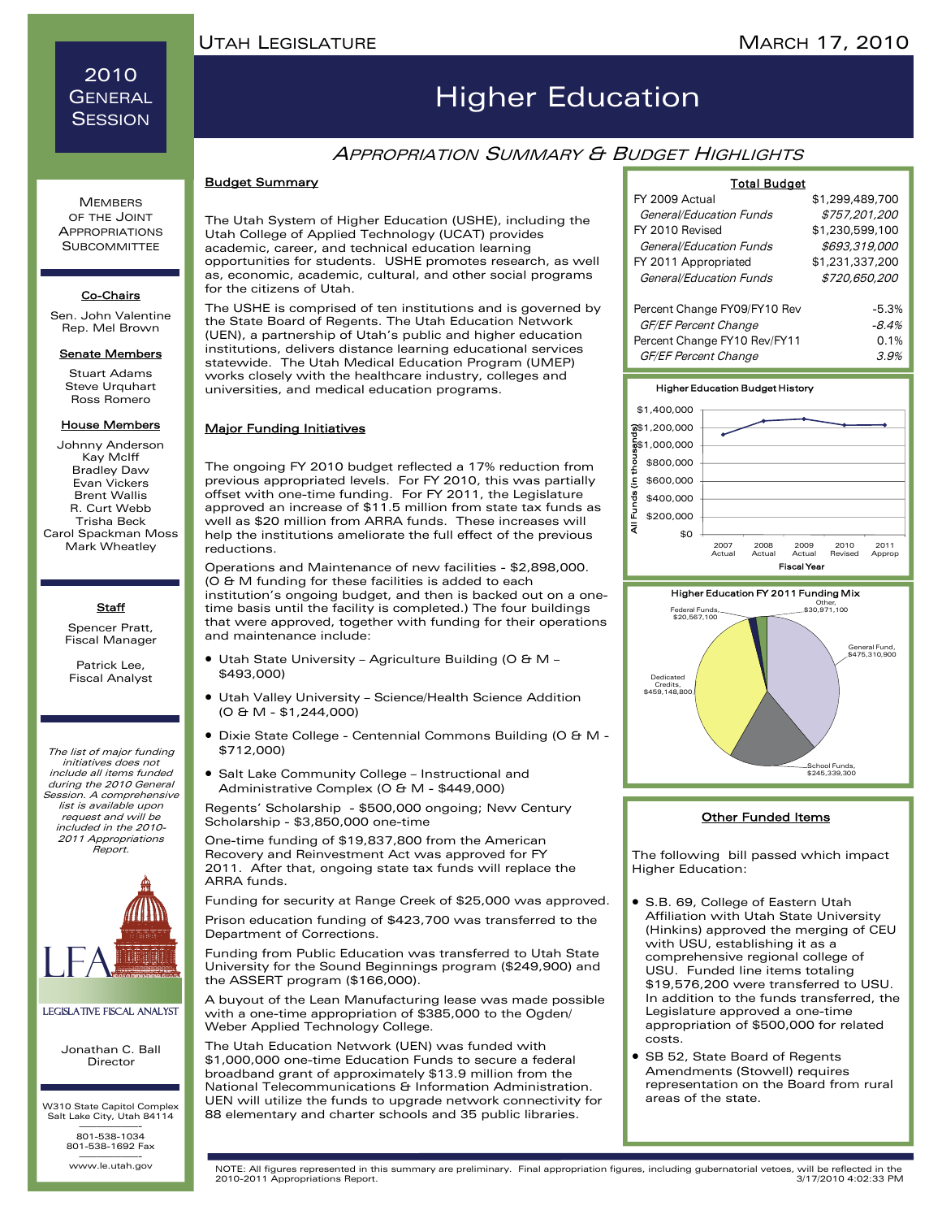# 2010 General Session

# Higher Education

## Appropriation Summary & Budget Highlights

Members of the Joint Appropriations Subcommittee

**Co-Chairs**

Sen. John Valentine
Rep. Mel Brown

**Senate Members**

Stuart Adams
Steve Urquhart
Ross Romero

**House Members**

Johnny Anderson
Kay McIff
Bradley Daw
Evan Vickers
Brent Wallis
R. Curt Webb
Trisha Beck
Carol Spackman Moss
Mark Wheatley

**Staff**

Spencer Pratt, Fiscal Manager

Patrick Lee, Fiscal Analyst

*The list of major funding initiatives does not include all items funded during the 2010 General Session. A comprehensive list is available upon request and will be included in the 2010-2011 Appropriations Report.*

LFA — Legislative Fiscal Analyst

Jonathan C. Ball
Director

W310 State Capitol Complex
Salt Lake City, Utah 84114

801-538-1034
801-538-1692 Fax

www.le.utah.gov

### Budget Summary

The Utah System of Higher Education (USHE), including the Utah College of Applied Technology (UCAT) provides academic, career, and technical education learning opportunities for students. USHE promotes research, as well as, economic, academic, cultural, and other social programs for the citizens of Utah.

The USHE is comprised of ten institutions and is governed by the State Board of Regents. The Utah Education Network (UEN), a partnership of Utah's public and higher education institutions, delivers distance learning educational services statewide. The Utah Medical Education Program (UMEP) works closely with the healthcare industry, colleges and universities, and medical education programs.

### Major Funding Initiatives

The ongoing FY 2010 budget reflected a 17% reduction from previous appropriated levels. For FY 2010, this was partially offset with one-time funding. For FY 2011, the Legislature approved an increase of $11.5 million from state tax funds as well as $20 million from ARRA funds. These increases will help the institutions ameliorate the full effect of the previous reductions.

Operations and Maintenance of new facilities - $2,898,000. (O & M funding for these facilities is added to each institution's ongoing budget, and then is backed out on a one-time basis until the facility is completed.) The four buildings that were approved, together with funding for their operations and maintenance include:

- Utah State University – Agriculture Building (O & M – $493,000)
- Utah Valley University – Science/Health Science Addition (O & M - $1,244,000)
- Dixie State College - Centennial Commons Building (O & M - $712,000)
- Salt Lake Community College – Instructional and Administrative Complex (O & M - $449,000)

Regents' Scholarship - $500,000 ongoing; New Century Scholarship - $3,850,000 one-time

One-time funding of $19,837,800 from the American Recovery and Reinvestment Act was approved for FY 2011. After that, ongoing state tax funds will replace the ARRA funds.

Funding for security at Range Creek of $25,000 was approved.

Prison education funding of $423,700 was transferred to the Department of Corrections.

Funding from Public Education was transferred to Utah State University for the Sound Beginnings program ($249,900) and the ASSERT program ($166,000).

A buyout of the Lean Manufacturing lease was made possible with a one-time appropriation of $385,000 to the Ogden/Weber Applied Technology College.

The Utah Education Network (UEN) was funded with $1,000,000 one-time Education Funds to secure a federal broadband grant of approximately $13.9 million from the National Telecommunications & Information Administration. UEN will utilize the funds to upgrade network connectivity for 88 elementary and charter schools and 35 public libraries.

**Total Budget**

| | |
|---|---|
| FY 2009 Actual | $1,299,489,700 |
| *General/Education Funds* | *$757,201,200* |
| FY 2010 Revised | $1,230,599,100 |
| *General/Education Funds* | *$693,319,000* |
| FY 2011 Appropriated | $1,231,337,200 |
| *General/Education Funds* | *$720,650,200* |
| | |
| Percent Change FY09/FY10 Rev | -5.3% |
| *GF/EF Percent Change* | *-8.4%* |
| Percent Change FY10 Rev/FY11 | 0.1% |
| *GF/EF Percent Change* | *3.9%* |

**Higher Education Budget History**

All Funds (in thousands); Fiscal Year: 2007 Actual, 2008 Actual, 2009 Actual, 2010 Revised, 2011 Approp

**Higher Education FY 2011 Funding Mix**

- General Fund, $475,310,900
- School Funds, $245,339,300
- Dedicated Credits, $459,148,800
- Federal Funds, $20,567,100
- Other, $30,971,100

### Other Funded Items

The following bill passed which impact Higher Education:

- S.B. 69, College of Eastern Utah Affiliation with Utah State University (Hinkins) approved the merging of CEU with USU, establishing it as a comprehensive regional college of USU. Funded line items totaling $19,576,200 were transferred to USU. In addition to the funds transferred, the Legislature approved a one-time appropriation of $500,000 for related costs.
- SB 52, State Board of Regents Amendments (Stowell) requires representation on the Board from rural areas of the state.

NOTE: All figures represented in this summary are preliminary. Final appropriation figures, including gubernatorial vetoes, will be reflected in the 2010-2011 Appropriations Report.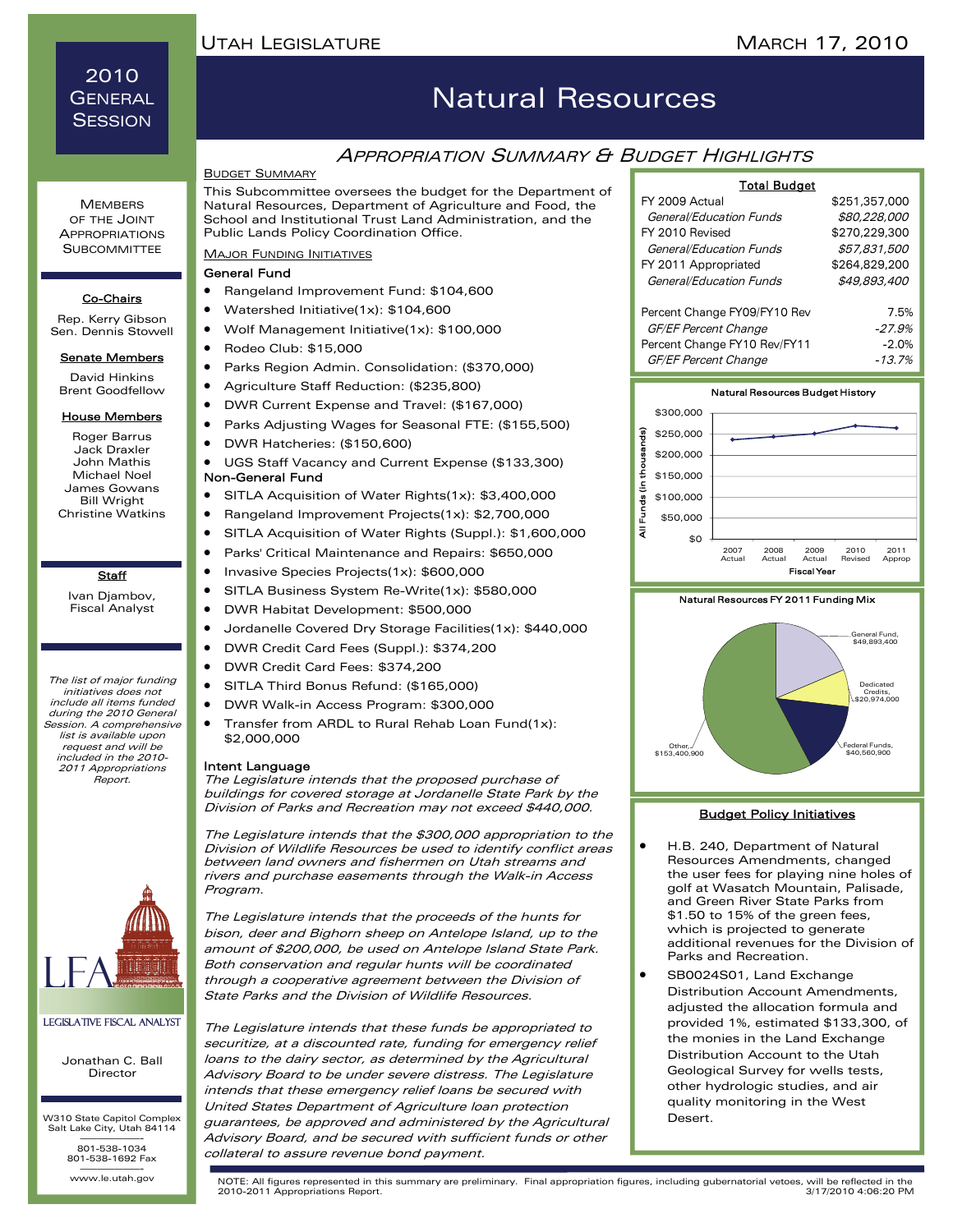# 2010 General Session

## Natural Resources

### Appropriation Summary & Budget Highlights

#### Members of the Joint Appropriations Subcommittee

**Co-Chairs**

Rep. Kerry Gibson
Sen. Dennis Stowell

**Senate Members**

David Hinkins
Brent Goodfellow

**House Members**

Roger Barrus
Jack Draxler
John Mathis
Michael Noel
James Gowans
Bill Wright
Christine Watkins

**Staff**

Ivan Djambov, Fiscal Analyst

*The list of major funding initiatives does not include all items funded during the 2010 General Session. A comprehensive list is available upon request and will be included in the 2010-2011 Appropriations Report.*

#### Budget Summary

This Subcommittee oversees the budget for the Department of Natural Resources, Department of Agriculture and Food, the School and Institutional Trust Land Administration, and the Public Lands Policy Coordination Office.

#### Major Funding Initiatives

**General Fund**

- Rangeland Improvement Fund: $104,600
- Watershed Initiative(1x): $104,600
- Wolf Management Initiative(1x): $100,000
- Rodeo Club: $15,000
- Parks Region Admin. Consolidation: ($370,000)
- Agriculture Staff Reduction: ($235,800)
- DWR Current Expense and Travel: ($167,000)
- Parks Adjusting Wages for Seasonal FTE: ($155,500)
- DWR Hatcheries: ($150,600)
- UGS Staff Vacancy and Current Expense ($133,300)

**Non-General Fund**

- SITLA Acquisition of Water Rights(1x): $3,400,000
- Rangeland Improvement Projects(1x): $2,700,000
- SITLA Acquisition of Water Rights (Suppl.): $1,600,000
- Parks' Critical Maintenance and Repairs: $650,000
- Invasive Species Projects(1x): $600,000
- SITLA Business System Re-Write(1x): $580,000
- DWR Habitat Development: $500,000
- Jordanelle Covered Dry Storage Facilities(1x): $440,000
- DWR Credit Card Fees (Suppl.): $374,200
- DWR Credit Card Fees: $374,200
- SITLA Third Bonus Refund: ($165,000)
- DWR Walk-in Access Program: $300,000
- Transfer from ARDL to Rural Rehab Loan Fund(1x): $2,000,000

**Intent Language**

*The Legislature intends that the proposed purchase of buildings for covered storage at Jordanelle State Park by the Division of Parks and Recreation may not exceed $440,000.*

*The Legislature intends that the $300,000 appropriation to the Division of Wildlife Resources be used to identify conflict areas between land owners and fishermen on Utah streams and rivers and purchase easements through the Walk-in Access Program.*

*The Legislature intends that the proceeds of the hunts for bison, deer and Bighorn sheep on Antelope Island, up to the amount of $200,000, be used on Antelope Island State Park. Both conservation and regular hunts will be coordinated through a cooperative agreement between the Division of State Parks and the Division of Wildlife Resources.*

*The Legislature intends that these funds be appropriated to securitize, at a discounted rate, funding for emergency relief loans to the dairy sector, as determined by the Agricultural Advisory Board to be under severe distress. The Legislature intends that these emergency relief loans be secured with United States Department of Agriculture loan protection guarantees, be approved and administered by the Agricultural Advisory Board, and be secured with sufficient funds or other collateral to assure revenue bond payment.*

#### Total Budget

| | |
|---|---|
| FY 2009 Actual | $251,357,000 |
| *General/Education Funds* | *$80,228,000* |
| FY 2010 Revised | $270,229,300 |
| *General/Education Funds* | *$57,831,500* |
| FY 2011 Appropriated | $264,829,200 |
| *General/Education Funds* | *$49,893,400* |
| Percent Change FY09/FY10 Rev | 7.5% |
| *GF/EF Percent Change* | *-27.9%* |
| Percent Change FY10 Rev/FY11 | -2.0% |
| *GF/EF Percent Change* | *-13.7%* |

**Natural Resources Budget History**

(All Funds (in thousands), $0–$300,000; Fiscal Year: 2007 Actual, 2008 Actual, 2009 Actual, 2010 Revised, 2011 Approp)

**Natural Resources FY 2011 Funding Mix**

- General Fund, $49,893,400
- Dedicated Credits, $20,974,000
- Federal Funds, $40,560,900
- Other, $153,400,900

#### Budget Policy Initiatives

- H.B. 240, Department of Natural Resources Amendments, changed the user fees for playing nine holes of golf at Wasatch Mountain, Palisade, and Green River State Parks from $1.50 to 15% of the green fees, which is projected to generate additional revenues for the Division of Parks and Recreation.
- SB0024S01, Land Exchange Distribution Account Amendments, adjusted the allocation formula and provided 1%, estimated $133,300, of the monies in the Land Exchange Distribution Account to the Utah Geological Survey for wells tests, other hydrologic studies, and air quality monitoring in the West Desert.

LFA – Legislative Fiscal Analyst

Jonathan C. Ball
Director

W310 State Capitol Complex
Salt Lake City, Utah 84114

801-538-1034
801-538-1692 Fax

www.le.utah.gov

NOTE: All figures represented in this summary are preliminary. Final appropriation figures, including gubernatorial vetoes, will be reflected in the 2010-2011 Appropriations Report.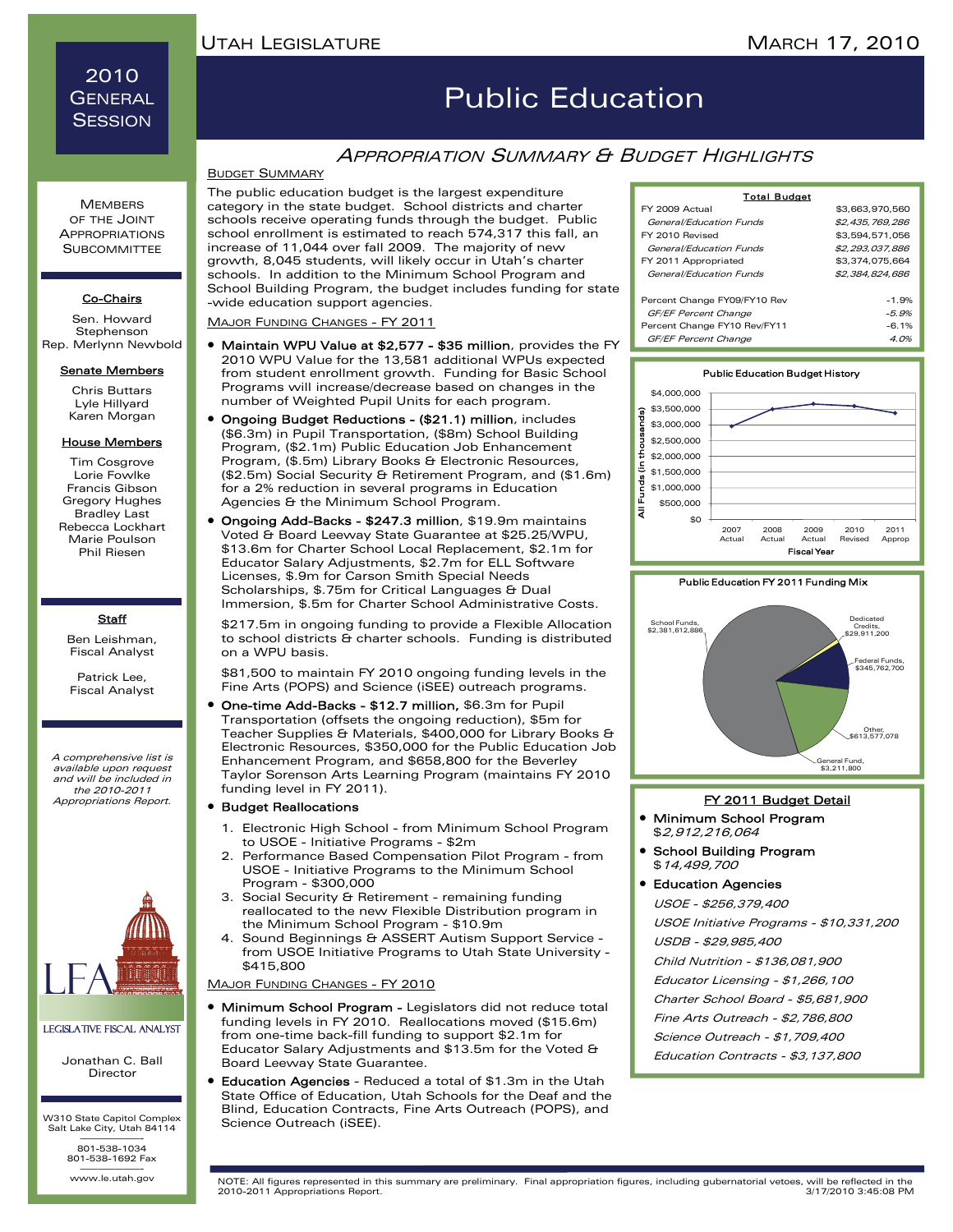# 2010 General Session

Utah Legislature — March 17, 2010

# Public Education

## Appropriation Summary & Budget Highlights

### Budget Summary

The public education budget is the largest expenditure category in the state budget. School districts and charter schools receive operating funds through the budget. Public school enrollment is estimated to reach 574,317 this fall, an increase of 11,044 over fall 2009. The majority of new growth, 8,045 students, will likely occur in Utah's charter schools. In addition to the Minimum School Program and School Building Program, the budget includes funding for state-wide education support agencies.

| Total Budget | |
|---|---|
| FY 2009 Actual | $3,663,970,560 |
| *General/Education Funds* | *$2,435,769,286* |
| FY 2010 Revised | $3,594,571,056 |
| *General/Education Funds* | *$2,293,037,886* |
| FY 2011 Appropriated | $3,374,075,664 |
| *General/Education Funds* | *$2,384,824,686* |
| | |
| Percent Change FY09/FY10 Rev | -1.9% |
| *GF/EF Percent Change* | *-5.9%* |
| Percent Change FY10 Rev/FY11 | -6.1% |
| *GF/EF Percent Change* | *4.0%* |

**Public Education Budget History**

All Funds (in thousands); Fiscal Year: 2007 Actual, 2008 Actual, 2009 Actual, 2010 Revised, 2011 Approp

**Public Education FY 2011 Funding Mix**

School Funds, $2,381,612,886; Dedicated Credits, $29,911,200; Federal Funds, $345,762,700; Other, $613,577,078; General Fund, $3,211,800

### Major Funding Changes - FY 2011

- **Maintain WPU Value at $2,577 - $35 million**, provides the FY 2010 WPU Value for the 13,581 additional WPUs expected from student enrollment growth. Funding for Basic School Programs will increase/decrease based on changes in the number of Weighted Pupil Units for each program.
- **Ongoing Budget Reductions - ($21.1) million**, includes ($6.3m) in Pupil Transportation, ($8m) School Building Program, ($2.1m) Public Education Job Enhancement Program, ($.5m) Library Books & Electronic Resources, ($2.5m) Social Security & Retirement Program, and ($1.6m) for a 2% reduction in several programs in Education Agencies & the Minimum School Program.
- **Ongoing Add-Backs - $247.3 million**, $19.9m maintains Voted & Board Leeway State Guarantee at $25.25/WPU, $13.6m for Charter School Local Replacement, $2.1m for Educator Salary Adjustments, $2.7m for ELL Software Licenses, $.9m for Carson Smith Special Needs Scholarships, $.75m for Critical Languages & Dual Immersion, $.5m for Charter School Administrative Costs.

  $217.5m in ongoing funding to provide a Flexible Allocation to school districts & charter schools. Funding is distributed on a WPU basis.

  $81,500 to maintain FY 2010 ongoing funding levels in the Fine Arts (POPS) and Science (iSEE) outreach programs.
- **One-time Add-Backs - $12.7 million,** $6.3m for Pupil Transportation (offsets the ongoing reduction), $5m for Teacher Supplies & Materials, $400,000 for Library Books & Electronic Resources, $350,000 for the Public Education Job Enhancement Program, and $658,800 for the Beverley Taylor Sorenson Arts Learning Program (maintains FY 2010 funding level in FY 2011).
- **Budget Reallocations**
  1. Electronic High School - from Minimum School Program to USOE - Initiative Programs - $2m
  2. Performance Based Compensation Pilot Program - from USOE - Initiative Programs to the Minimum School Program - $300,000
  3. Social Security & Retirement - remaining funding reallocated to the new Flexible Distribution program in the Minimum School Program - $10.9m
  4. Sound Beginnings & ASSERT Autism Support Service - from USOE Initiative Programs to Utah State University - $415,800

### Major Funding Changes - FY 2010

- **Minimum School Program** - Legislators did not reduce total funding levels in FY 2010. Reallocations moved ($15.6m) from one-time back-fill funding to support $2.1m for Educator Salary Adjustments and $13.5m for the Voted & Board Leeway State Guarantee.
- **Education Agencies** - Reduced a total of $1.3m in the Utah State Office of Education, Utah Schools for the Deaf and the Blind, Education Contracts, Fine Arts Outreach (POPS), and Science Outreach (iSEE).

### FY 2011 Budget Detail

- **Minimum School Program**
  $*2,912,216,064*
- **School Building Program**
  $*14,499,700*
- **Education Agencies**
  - *USOE - $256,379,400*
  - *USOE Initiative Programs - $10,331,200*
  - *USDB - $29,985,400*
  - *Child Nutrition - $136,081,900*
  - *Educator Licensing - $1,266,100*
  - *Charter School Board - $5,681,900*
  - *Fine Arts Outreach - $2,786,800*
  - *Science Outreach - $1,709,400*
  - *Education Contracts - $3,137,800*

---

Members of the Joint Appropriations Subcommittee

**Co-Chairs**
Sen. Howard Stephenson
Rep. Merlynn Newbold

**Senate Members**
Chris Buttars
Lyle Hillyard
Karen Morgan

**House Members**
Tim Cosgrove
Lorie Fowlke
Francis Gibson
Gregory Hughes
Bradley Last
Rebecca Lockhart
Marie Poulson
Phil Riesen

**Staff**
Ben Leishman, Fiscal Analyst
Patrick Lee, Fiscal Analyst

*A comprehensive list is available upon request and will be included in the 2010-2011 Appropriations Report.*

LFA — Legislative Fiscal Analyst
Jonathan C. Ball, Director

W310 State Capitol Complex
Salt Lake City, Utah 84114
801-538-1034
801-538-1692 Fax
www.le.utah.gov

NOTE: All figures represented in this summary are preliminary. Final appropriation figures, including gubernatorial vetoes, will be reflected in the 2010-2011 Appropriations Report. 3/17/2010 3:45:08 PM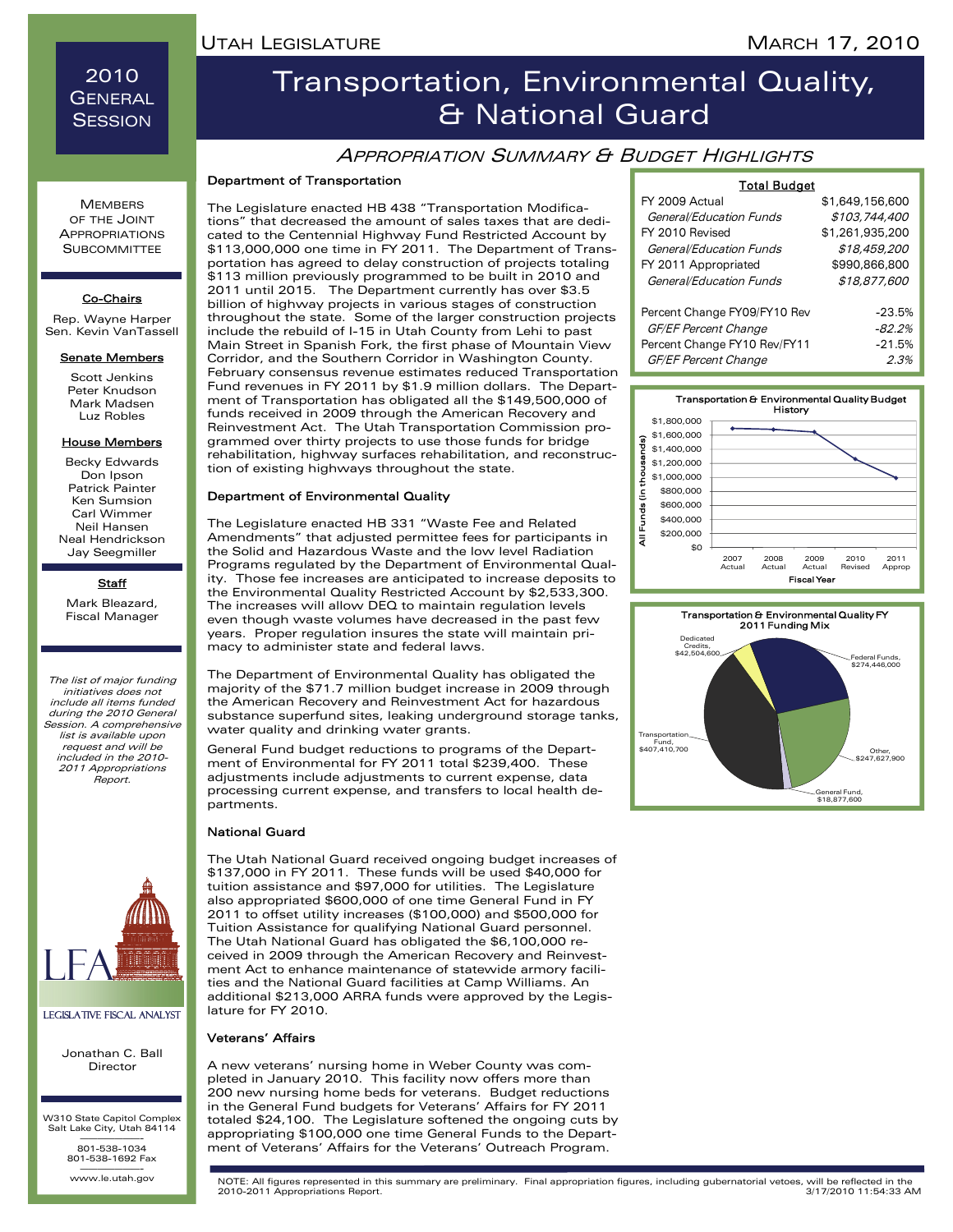# Transportation, Environmental Quality, & National Guard

2010 General Session

Utah Legislature — March 17, 2010

## *Appropriation Summary & Budget Highlights*

Members of the Joint Appropriations Subcommittee

**Co-Chairs**

Rep. Wayne Harper
Sen. Kevin VanTassell

**Senate Members**

Scott Jenkins
Peter Knudson
Mark Madsen
Luz Robles

**House Members**

Becky Edwards
Don Ipson
Patrick Painter
Ken Sumsion
Carl Wimmer
Neil Hansen
Neal Hendrickson
Jay Seegmiller

**Staff**

Mark Bleazard, Fiscal Manager

*The list of major funding initiatives does not include all items funded during the 2010 General Session. A comprehensive list is available upon request and will be included in the 2010-2011 Appropriations Report.*

LFA — Legislative Fiscal Analyst

Jonathan C. Ball
Director

W310 State Capitol Complex
Salt Lake City, Utah 84114

801-538-1034
801-538-1692 Fax

www.le.utah.gov

### Department of Transportation

The Legislature enacted HB 438 "Transportation Modifications" that decreased the amount of sales taxes that are dedicated to the Centennial Highway Fund Restricted Account by $113,000,000 one time in FY 2011. The Department of Transportation has agreed to delay construction of projects totaling $113 million previously programmed to be built in 2010 and 2011 until 2015. The Department currently has over $3.5 billion of highway projects in various stages of construction throughout the state. Some of the larger construction projects include the rebuild of I-15 in Utah County from Lehi to past Main Street in Spanish Fork, the first phase of Mountain View Corridor, and the Southern Corridor in Washington County. February consensus revenue estimates reduced Transportation Fund revenues in FY 2011 by $1.9 million dollars. The Department of Transportation has obligated all the $149,500,000 of funds received in 2009 through the American Recovery and Reinvestment Act. The Utah Transportation Commission programmed over thirty projects to use those funds for bridge rehabilitation, highway surfaces rehabilitation, and reconstruction of existing highways throughout the state.

### Department of Environmental Quality

The Legislature enacted HB 331 "Waste Fee and Related Amendments" that adjusted permittee fees for participants in the Solid and Hazardous Waste and the low level Radiation Programs regulated by the Department of Environmental Quality. Those fee increases are anticipated to increase deposits to the Environmental Quality Restricted Account by $2,533,300. The increases will allow DEQ to maintain regulation levels even though waste volumes have decreased in the past few years. Proper regulation insures the state will maintain primacy to administer state and federal laws.

The Department of Environmental Quality has obligated the majority of the $71.7 million budget increase in 2009 through the American Recovery and Reinvestment Act for hazardous substance superfund sites, leaking underground storage tanks, water quality and drinking water grants.

General Fund budget reductions to programs of the Department of Environmental Quality for FY 2011 total $239,400. These adjustments include adjustments to current expense, data processing current expense, and transfers to local health departments.

### National Guard

The Utah National Guard received ongoing budget increases of $137,000 in FY 2011. These funds will be used $40,000 for tuition assistance and $97,000 for utilities. The Legislature also appropriated $600,000 of one time General Fund in FY 2011 to offset utility increases ($100,000) and $500,000 for Tuition Assistance for qualifying National Guard personnel. The Utah National Guard has obligated the $6,100,000 received in 2009 through the American Recovery and Reinvestment Act to enhance maintenance of statewide armory facilities and the National Guard facilities at Camp Williams. An additional $213,000 ARRA funds were approved by the Legislature for FY 2010.

### Veterans' Affairs

A new veterans' nursing home in Weber County was completed in January 2010. This facility now offers more than 200 new nursing home beds for veterans. Budget reductions in the General Fund budgets for Veterans' Affairs for FY 2011 totaled $24,100. The Legislature softened the ongoing cuts by appropriating $100,000 one time General Funds to the Department of Veterans' Affairs for the Veterans' Outreach Program.

| Total Budget | |
|---|---|
| FY 2009 Actual | $1,649,156,600 |
| *General/Education Funds* | *$103,744,400* |
| FY 2010 Revised | $1,261,935,200 |
| *General/Education Funds* | *$18,459,200* |
| FY 2011 Appropriated | $990,866,800 |
| *General/Education Funds* | *$18,877,600* |
| Percent Change FY09/FY10 Rev | -23.5% |
| *GF/EF Percent Change* | *-82.2%* |
| Percent Change FY10 Rev/FY11 | -21.5% |
| *GF/EF Percent Change* | *2.3%* |

Transportation & Environmental Quality Budget History

All Funds (in thousands)

$0
$200,000
$400,000
$600,000
$800,000
$1,000,000
$1,200,000
$1,400,000
$1,600,000
$1,800,000

2007 Actual
2008 Actual
2009 Actual
2010 Revised
2011 Approp

Fiscal Year

Transportation & Environmental Quality FY 2011 Funding Mix

Dedicated Credits, $42,504,600
Federal Funds, $274,446,000
Transportation Fund, $407,410,700
Other, $247,627,900
General Fund, $18,877,600

NOTE: All figures represented in this summary are preliminary. Final appropriation figures, including gubernatorial vetoes, will be reflected in the 2010-2011 Appropriations Report.